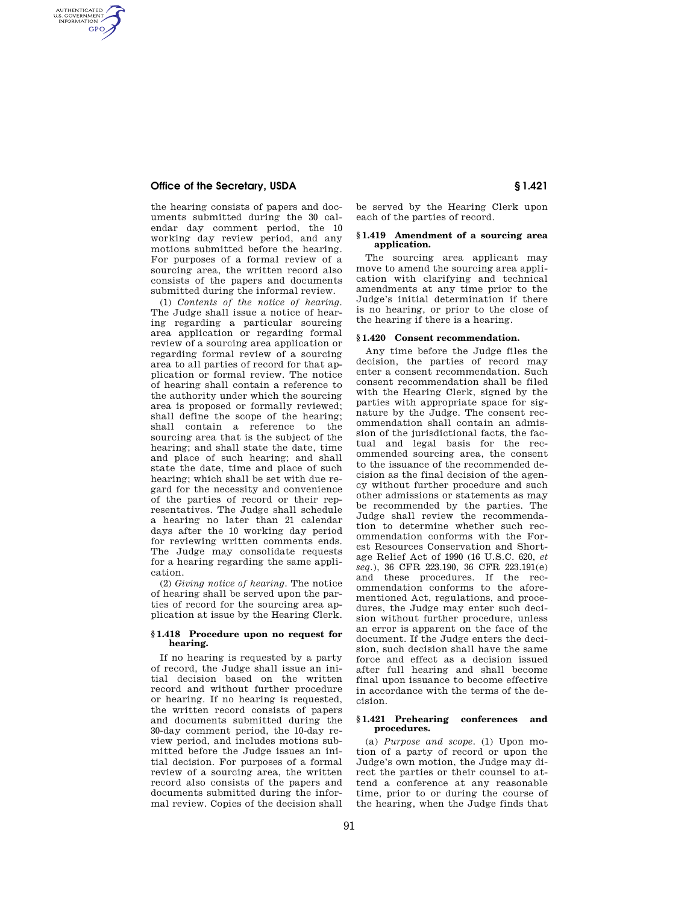the hearing consists of papers and documents submitted during the 30 calendar day comment period, the 10 working day review period, and any motions submitted before the hearing. For purposes of a formal review of a sourcing area, the written record also consists of the papers and documents submitted during the informal review.

(1) *Contents of the notice of hearing.* The Judge shall issue a notice of hearing regarding a particular sourcing area application or regarding formal review of a sourcing area application or regarding formal review of a sourcing area to all parties of record for that application or formal review. The notice of hearing shall contain a reference to the authority under which the sourcing area is proposed or formally reviewed; shall define the scope of the hearing; shall contain a reference to the sourcing area that is the subject of the hearing; and shall state the date, time and place of such hearing; and shall state the date, time and place of such hearing; which shall be set with due regard for the necessity and convenience of the parties of record or their representatives. The Judge shall schedule a hearing no later than 21 calendar days after the 10 working day period for reviewing written comments ends. The Judge may consolidate requests for a hearing regarding the same application.

(2) *Giving notice of hearing.* The notice of hearing shall be served upon the parties of record for the sourcing area application at issue by the Hearing Clerk.

### § 1.418 Procedure upon no request for hearing.

If no hearing is requested by a party of record, the Judge shall issue an initial decision based on the written record and without further procedure or hearing. If no hearing is requested, the written record consists of papers and documents submitted during the 30-day comment period, the 10-day review period, and includes motions submitted before the Judge issues an initial decision. For purposes of a formal review of a sourcing area, the written record also consists of the papers and documents submitted during the informal review. Copies of the decision shall be served by the Hearing Clerk upon each of the parties of record.

### § 1.419 Amendment of a sourcing area application.

The sourcing area applicant may move to amend the sourcing area application with clarifying and technical amendments at any time prior to the Judge's initial determination if there is no hearing, or prior to the close of the hearing if there is a hearing.

### § 1.420 Consent recommendation.

Any time before the Judge files the decision, the parties of record may enter a consent recommendation. Such consent recommendation shall be filed with the Hearing Clerk, signed by the parties with appropriate space for signature by the Judge. The consent recommendation shall contain an admission of the jurisdictional facts, the factual and legal basis for the recommended sourcing area, the consent to the issuance of the recommended decision as the final decision of the agency without further procedure and such other admissions or statements as may be recommended by the parties. The Judge shall review the recommendation to determine whether such recommendation conforms with the Forest Resources Conservation and Shortage Relief Act of 1990 (16 U.S.C. 620, *et seq.*), 36 CFR 223.190, 36 CFR 223.191(e) and these procedures. If the recommendation conforms to the aforementioned Act, regulations, and procedures, the Judge may enter such decision without further procedure, unless an error is apparent on the face of the document. If the Judge enters the decision, such decision shall have the same force and effect as a decision issued after full hearing and shall become final upon issuance to become effective in accordance with the terms of the decision.

### § 1.421 Prehearing conferences and procedures.

(a) *Purpose and scope.* (1) Upon motion of a party of record or upon the Judge's own motion, the Judge may direct the parties or their counsel to attend a conference at any reasonable time, prior to or during the course of the hearing, when the Judge finds that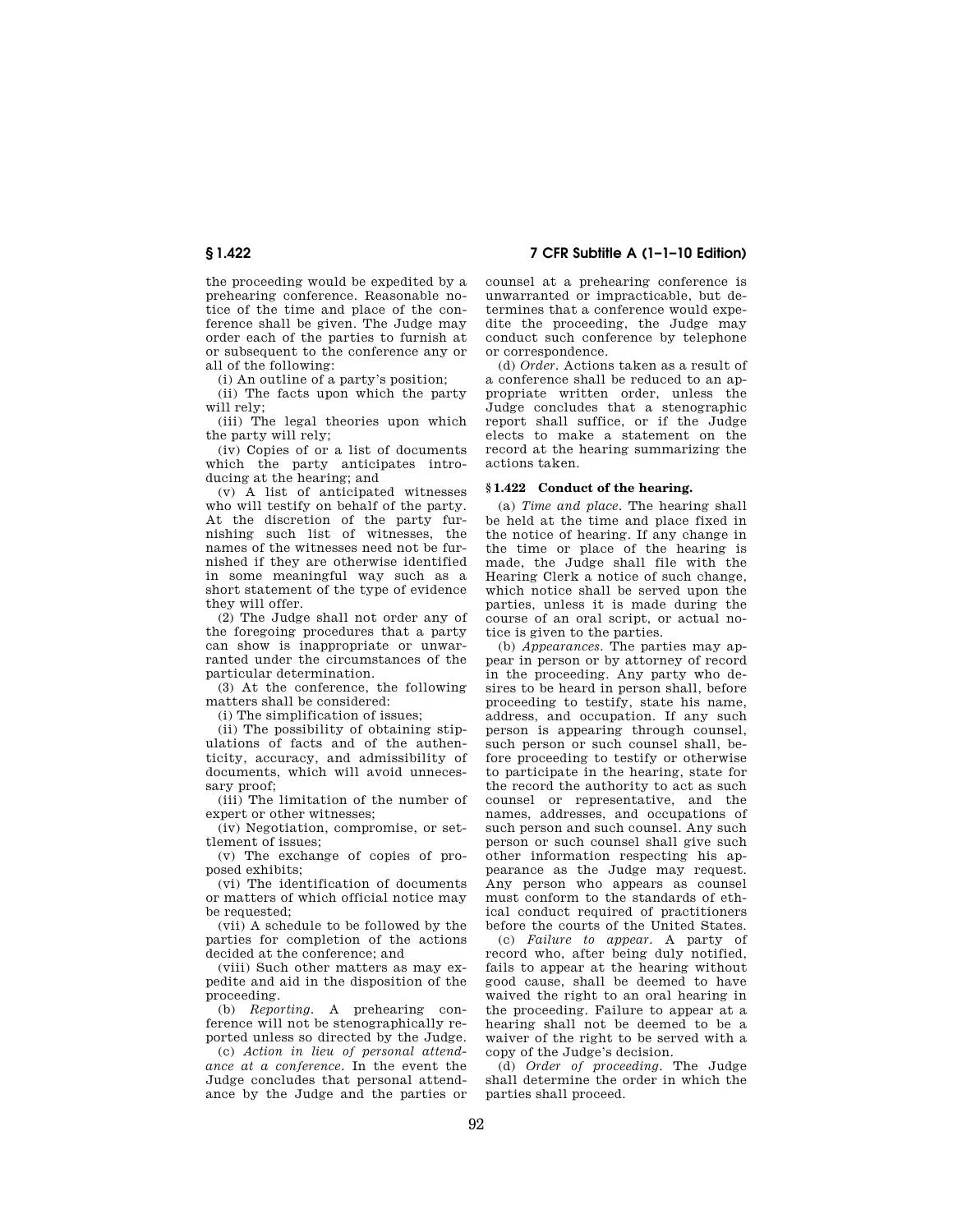the proceeding would be expedited by a prehearing conference. Reasonable notice of the time and place of the conference shall be given. The Judge may order each of the parties to furnish at or subsequent to the conference any or all of the following:

(i) An outline of a party's position;

(ii) The facts upon which the party will rely;

(iii) The legal theories upon which the party will rely;

(iv) Copies of or a list of documents which the party anticipates introducing at the hearing; and

(v) A list of anticipated witnesses who will testify on behalf of the party. At the discretion of the party furnishing such list of witnesses, the names of the witnesses need not be furnished if they are otherwise identified in some meaningful way such as a short statement of the type of evidence they will offer.

(2) The Judge shall not order any of the foregoing procedures that a party can show is inappropriate or unwarranted under the circumstances of the particular determination.

(3) At the conference, the following matters shall be considered:

(i) The simplification of issues;

(ii) The possibility of obtaining stipulations of facts and of the authenticity, accuracy, and admissibility of documents, which will avoid unnecessary proof;

(iii) The limitation of the number of expert or other witnesses;

(iv) Negotiation, compromise, or settlement of issues;

(v) The exchange of copies of proposed exhibits;

(vi) The identification of documents or matters of which official notice may be requested;

(vii) A schedule to be followed by the parties for completion of the actions decided at the conference; and

(viii) Such other matters as may expedite and aid in the disposition of the proceeding.

(b) *Reporting.* A prehearing conference will not be stenographically reported unless so directed by the Judge.

(c) *Action in lieu of personal attendance at a conference.* In the event the Judge concludes that personal attendance by the Judge and the parties or counsel at a prehearing conference is unwarranted or impracticable, but determines that a conference would expedite the proceeding, the Judge may conduct such conference by telephone or correspondence.

(d) *Order.* Actions taken as a result of a conference shall be reduced to an appropriate written order, unless the Judge concludes that a stenographic report shall suffice, or if the Judge elects to make a statement on the record at the hearing summarizing the actions taken.

## § 1.422 Conduct of the hearing.

(a) *Time and place.* The hearing shall be held at the time and place fixed in the notice of hearing. If any change in the time or place of the hearing is made, the Judge shall file with the Hearing Clerk a notice of such change, which notice shall be served upon the parties, unless it is made during the course of an oral script, or actual notice is given to the parties.

(b) *Appearances.* The parties may appear in person or by attorney of record in the proceeding. Any party who desires to be heard in person shall, before proceeding to testify, state his name, address, and occupation. If any such person is appearing through counsel, such person or such counsel shall, before proceeding to testify or otherwise to participate in the hearing, state for the record the authority to act as such counsel or representative, and the names, addresses, and occupations of such person and such counsel. Any such person or such counsel shall give such other information respecting his appearance as the Judge may request. Any person who appears as counsel must conform to the standards of ethical conduct required of practitioners before the courts of the United States.

(c) *Failure to appear.* A party of record who, after being duly notified, fails to appear at the hearing without good cause, shall be deemed to have waived the right to an oral hearing in the proceeding. Failure to appear at a hearing shall not be deemed to be a waiver of the right to be served with a copy of the Judge's decision.

(d) *Order of proceeding.* The Judge shall determine the order in which the parties shall proceed.